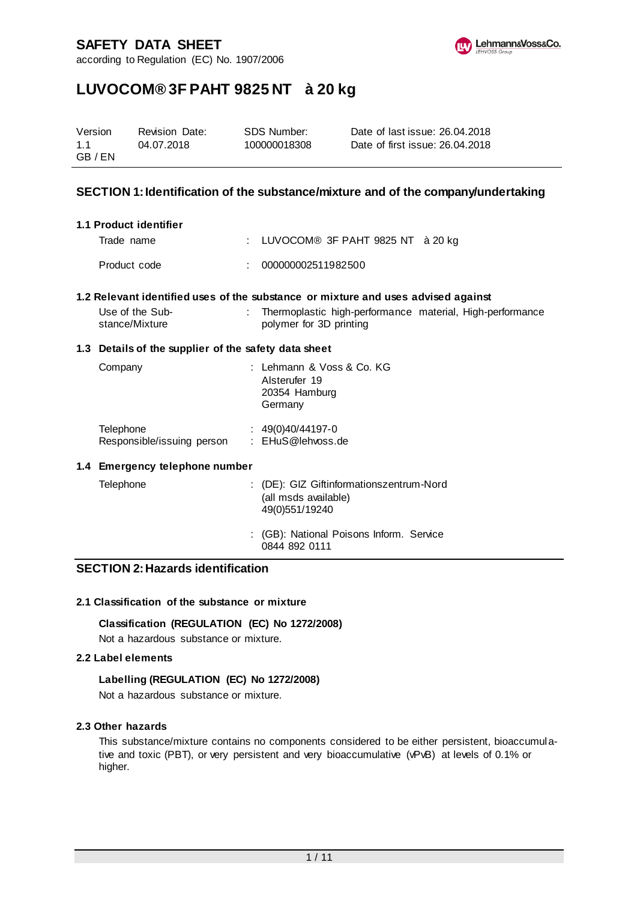# SAFETY DATA SHEET

according to Regulation (EC) No. 1907/2006

# LUVOCOM® 3F PAHT 9825 NT à 20 kg

| Version | Revision Date: | SDS Number: | Date of last issue: 26.04.2018 |
|---|---|---|---|
| 1.1 | 04.07.2018 | 100000018308 | Date of first issue: 26.04.2018 |
| GB / EN | | | |

## SECTION 1: Identification of the substance/mixture and of the company/undertaking

### 1.1 Product identifier

Trade name : LUVOCOM® 3F PAHT 9825 NT à 20 kg

Product code : 000000002511982500

### 1.2 Relevant identified uses of the substance or mixture and uses advised against

Use of the Substance/Mixture : Thermoplastic high-performance material, High-performance polymer for 3D printing

### 1.3 Details of the supplier of the safety data sheet

Company : Lehmann & Voss & Co. KG
Alsterufer 19
20354 Hamburg
Germany

Telephone : 49(0)40/44197-0

Responsible/issuing person : EHuS@lehvoss.de

### 1.4 Emergency telephone number

Telephone : (DE): GIZ Giftinformationszentrum-Nord
(all msds available)
49(0)551/19240

: (GB): National Poisons Inform. Service
0844 892 0111

## SECTION 2: Hazards identification

### 2.1 Classification of the substance or mixture

**Classification (REGULATION (EC) No 1272/2008)**

Not a hazardous substance or mixture.

### 2.2 Label elements

**Labelling (REGULATION (EC) No 1272/2008)**

Not a hazardous substance or mixture.

### 2.3 Other hazards

This substance/mixture contains no components considered to be either persistent, bioaccumulative and toxic (PBT), or very persistent and very bioaccumulative (vPvB) at levels of 0.1% or higher.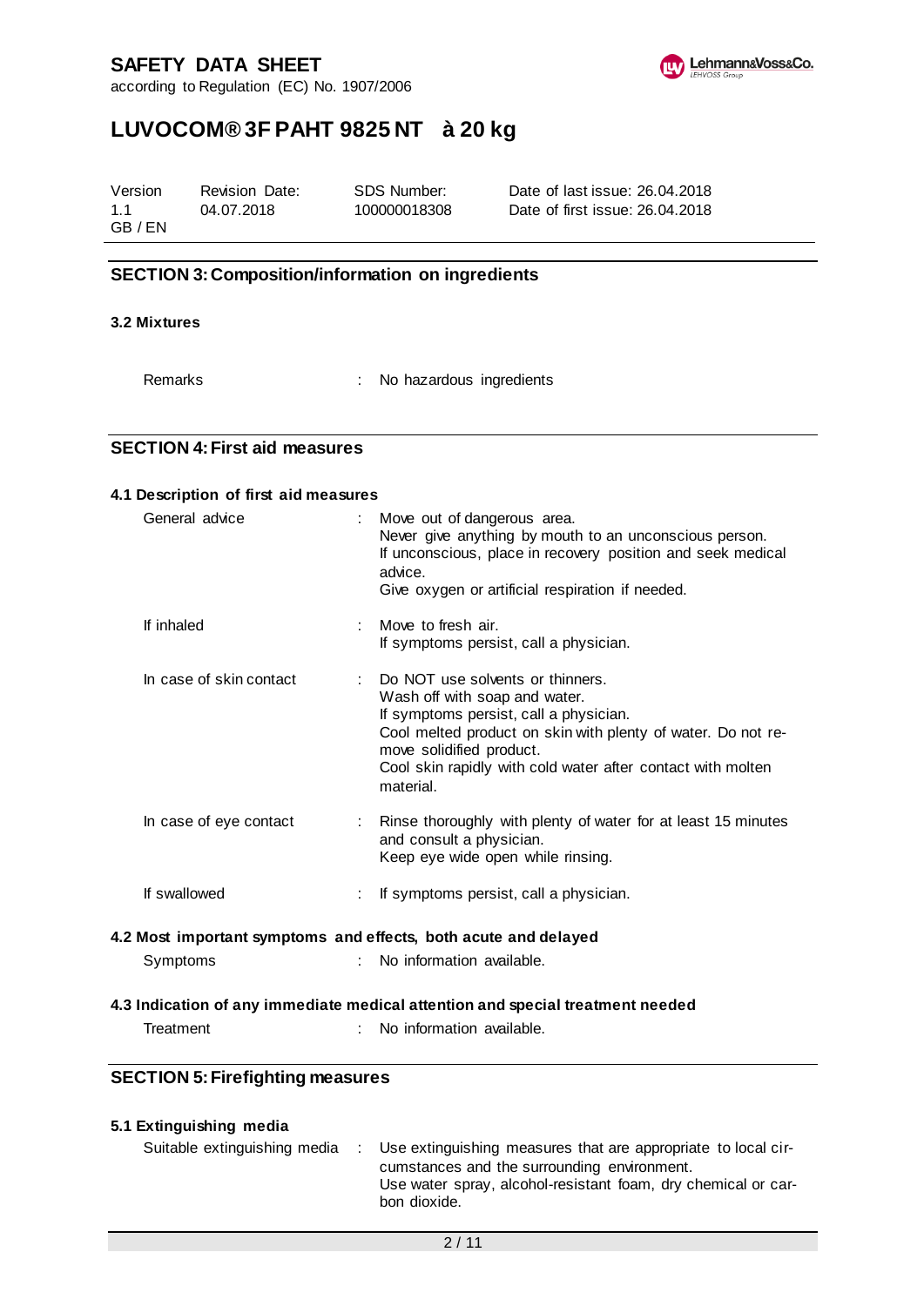## SECTION 3: Composition/information on ingredients

### 3.2 Mixtures

| | | |
|---|---|---|
| Remarks | : | No hazardous ingredients |

## SECTION 4: First aid measures

### 4.1 Description of first aid measures

| | | |
|---|---|---|
| General advice | : | Move out of dangerous area.<br>Never give anything by mouth to an unconscious person.<br>If unconscious, place in recovery position and seek medical advice.<br>Give oxygen or artificial respiration if needed. |
| If inhaled | : | Move to fresh air.<br>If symptoms persist, call a physician. |
| In case of skin contact | : | Do NOT use solvents or thinners.<br>Wash off with soap and water.<br>If symptoms persist, call a physician.<br>Cool melted product on skin with plenty of water. Do not remove solidified product.<br>Cool skin rapidly with cold water after contact with molten material. |
| In case of eye contact | : | Rinse thoroughly with plenty of water for at least 15 minutes and consult a physician.<br>Keep eye wide open while rinsing. |
| If swallowed | : | If symptoms persist, call a physician. |

### 4.2 Most important symptoms and effects, both acute and delayed

| | | |
|---|---|---|
| Symptoms | : | No information available. |

### 4.3 Indication of any immediate medical attention and special treatment needed

| | | |
|---|---|---|
| Treatment | : | No information available. |

## SECTION 5: Firefighting measures

### 5.1 Extinguishing media

| | | |
|---|---|---|
| Suitable extinguishing media | : | Use extinguishing measures that are appropriate to local circumstances and the surrounding environment.<br>Use water spray, alcohol-resistant foam, dry chemical or carbon dioxide. |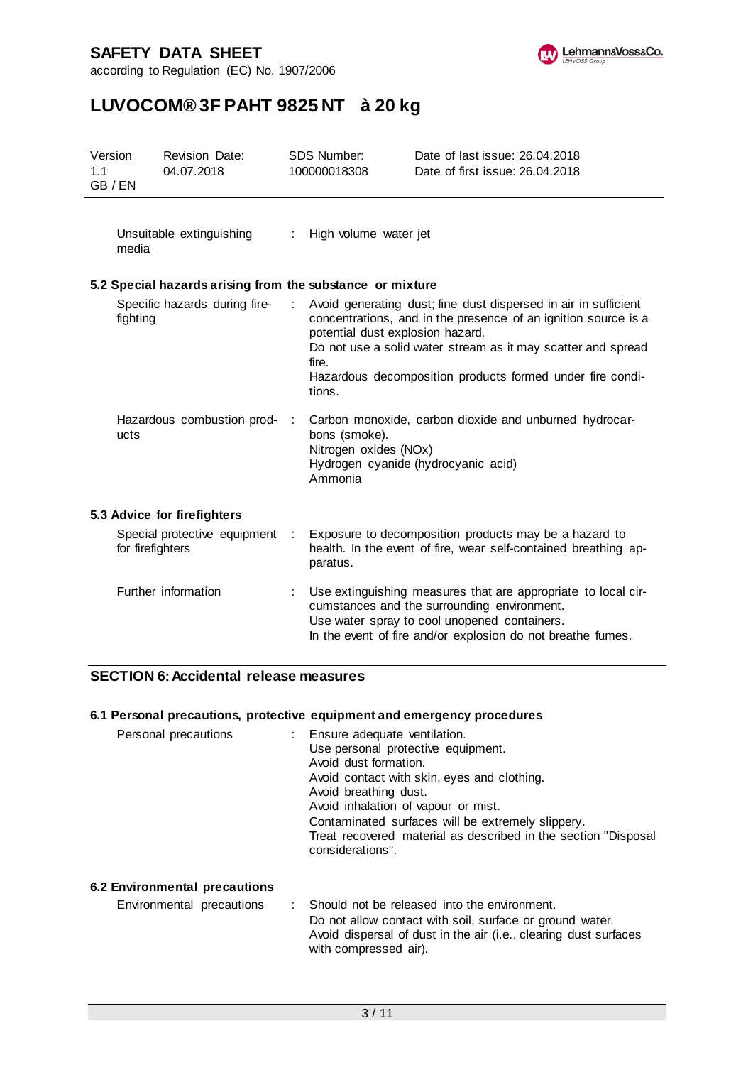| | | |
|---|---|---|
| Unsuitable extinguishing media | : | High volume water jet |

### 5.2 Special hazards arising from the substance or mixture

| | | |
|---|---|---|
| Specific hazards during fire-fighting | : | Avoid generating dust; fine dust dispersed in air in sufficient concentrations, and in the presence of an ignition source is a potential dust explosion hazard.<br>Do not use a solid water stream as it may scatter and spread fire.<br>Hazardous decomposition products formed under fire conditions. |
| Hazardous combustion products | : | Carbon monoxide, carbon dioxide and unburned hydrocarbons (smoke).<br>Nitrogen oxides (NOx)<br>Hydrogen cyanide (hydrocyanic acid)<br>Ammonia |

### 5.3 Advice for firefighters

| | | |
|---|---|---|
| Special protective equipment for firefighters | : | Exposure to decomposition products may be a hazard to health. In the event of fire, wear self-contained breathing apparatus. |
| Further information | : | Use extinguishing measures that are appropriate to local circumstances and the surrounding environment.<br>Use water spray to cool unopened containers.<br>In the event of fire and/or explosion do not breathe fumes. |

## SECTION 6: Accidental release measures

### 6.1 Personal precautions, protective equipment and emergency procedures

| | | |
|---|---|---|
| Personal precautions | : | Ensure adequate ventilation.<br>Use personal protective equipment.<br>Avoid dust formation.<br>Avoid contact with skin, eyes and clothing.<br>Avoid breathing dust.<br>Avoid inhalation of vapour or mist.<br>Contaminated surfaces will be extremely slippery.<br>Treat recovered material as described in the section "Disposal considerations". |

### 6.2 Environmental precautions

| | | |
|---|---|---|
| Environmental precautions | : | Should not be released into the environment.<br>Do not allow contact with soil, surface or ground water.<br>Avoid dispersal of dust in the air (i.e., clearing dust surfaces with compressed air). |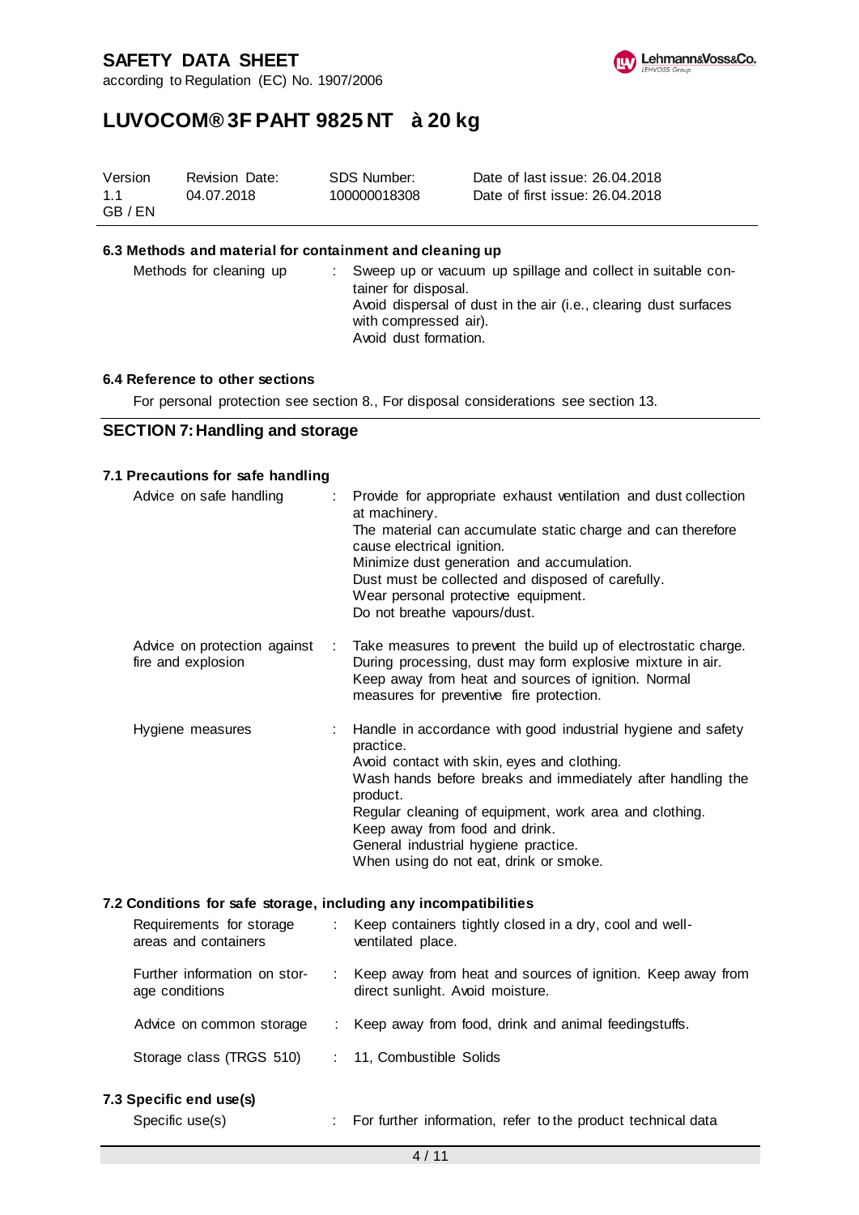### 6.3 Methods and material for containment and cleaning up

| | | |
|---|---|---|
| Methods for cleaning up | : | Sweep up or vacuum up spillage and collect in suitable container for disposal. Avoid dispersal of dust in the air (i.e., clearing dust surfaces with compressed air). Avoid dust formation. |

### 6.4 Reference to other sections

For personal protection see section 8., For disposal considerations see section 13.

## SECTION 7: Handling and storage

### 7.1 Precautions for safe handling

| | | |
|---|---|---|
| Advice on safe handling | : | Provide for appropriate exhaust ventilation and dust collection at machinery. The material can accumulate static charge and can therefore cause electrical ignition. Minimize dust generation and accumulation. Dust must be collected and disposed of carefully. Wear personal protective equipment. Do not breathe vapours/dust. |
| Advice on protection against fire and explosion | : | Take measures to prevent the build up of electrostatic charge. During processing, dust may form explosive mixture in air. Keep away from heat and sources of ignition. Normal measures for preventive fire protection. |
| Hygiene measures | : | Handle in accordance with good industrial hygiene and safety practice. Avoid contact with skin, eyes and clothing. Wash hands before breaks and immediately after handling the product. Regular cleaning of equipment, work area and clothing. Keep away from food and drink. General industrial hygiene practice. When using do not eat, drink or smoke. |

### 7.2 Conditions for safe storage, including any incompatibilities

| | | |
|---|---|---|
| Requirements for storage areas and containers | : | Keep containers tightly closed in a dry, cool and well-ventilated place. |
| Further information on storage conditions | : | Keep away from heat and sources of ignition. Keep away from direct sunlight. Avoid moisture. |
| Advice on common storage | : | Keep away from food, drink and animal feedingstuffs. |
| Storage class (TRGS 510) | : | 11, Combustible Solids |

### 7.3 Specific end use(s)

| | | |
|---|---|---|
| Specific use(s) | : | For further information, refer to the product technical data |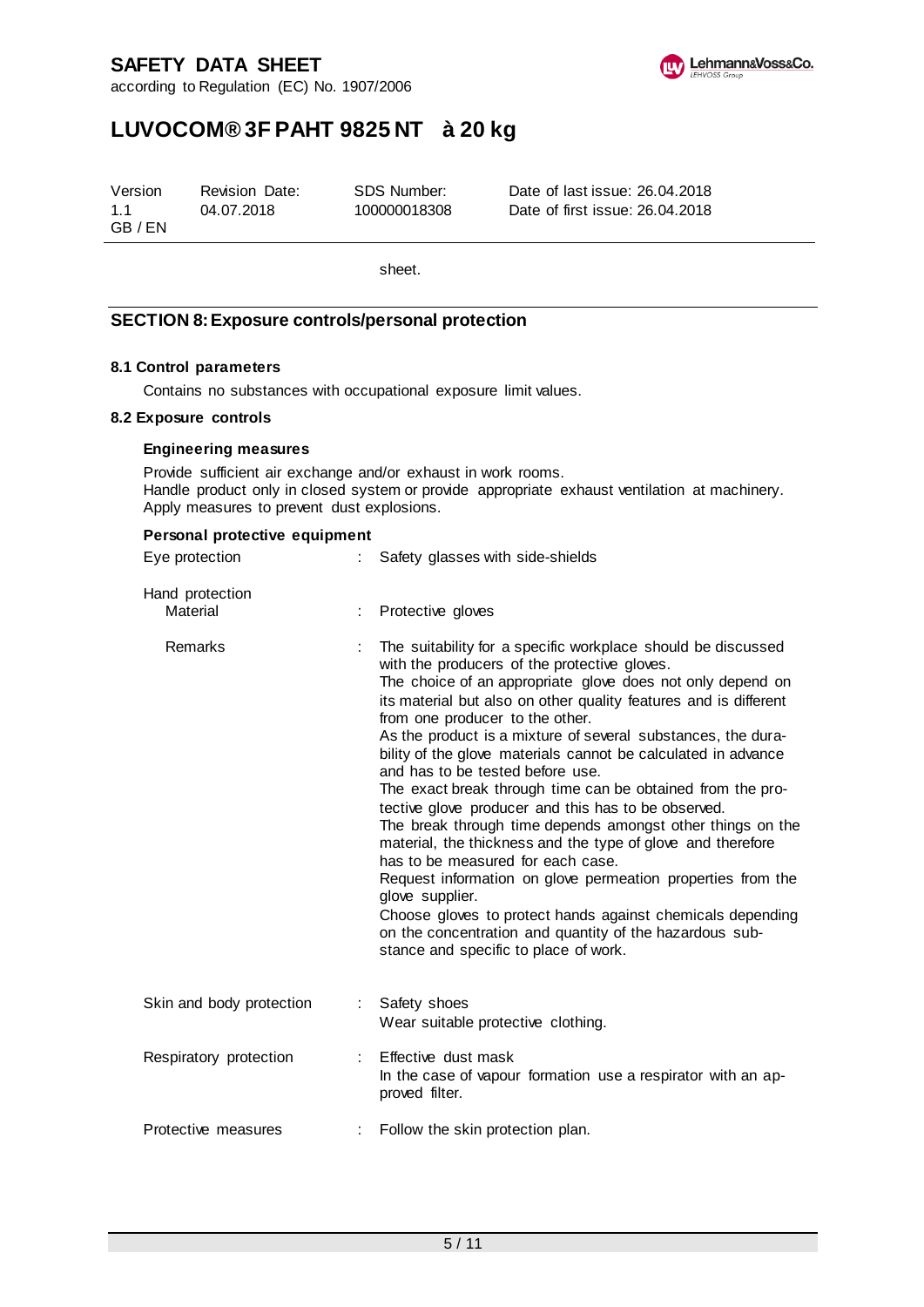sheet.

## SECTION 8: Exposure controls/personal protection

### 8.1 Control parameters

Contains no substances with occupational exposure limit values.

### 8.2 Exposure controls

**Engineering measures**

Provide sufficient air exchange and/or exhaust in work rooms.
Handle product only in closed system or provide appropriate exhaust ventilation at machinery.
Apply measures to prevent dust explosions.

**Personal protective equipment**

| | | |
|---|---|---|
| Eye protection | : | Safety glasses with side-shields |
| Hand protection<br>Material | : | Protective gloves |
| Remarks | : | The suitability for a specific workplace should be discussed with the producers of the protective gloves.<br>The choice of an appropriate glove does not only depend on its material but also on other quality features and is different from one producer to the other.<br>As the product is a mixture of several substances, the durability of the glove materials cannot be calculated in advance and has to be tested before use.<br>The exact break through time can be obtained from the protective glove producer and this has to be observed.<br>The break through time depends amongst other things on the material, the thickness and the type of glove and therefore has to be measured for each case.<br>Request information on glove permeation properties from the glove supplier.<br>Choose gloves to protect hands against chemicals depending on the concentration and quantity of the hazardous substance and specific to place of work. |
| Skin and body protection | : | Safety shoes<br>Wear suitable protective clothing. |
| Respiratory protection | : | Effective dust mask<br>In the case of vapour formation use a respirator with an approved filter. |
| Protective measures | : | Follow the skin protection plan. |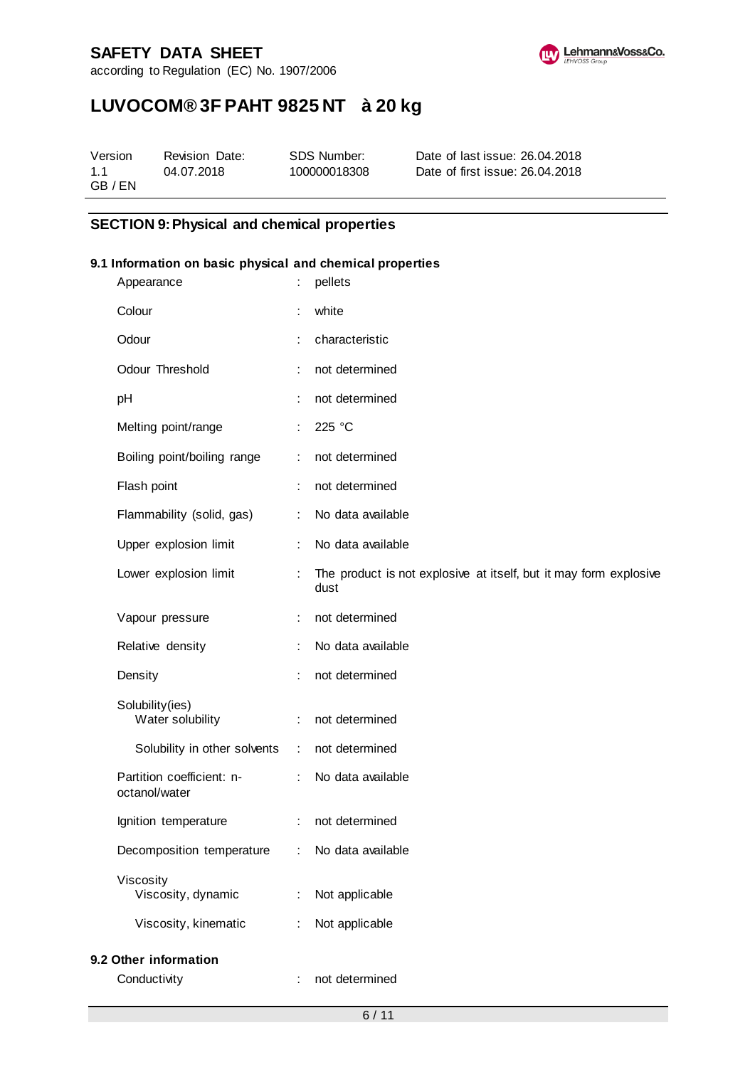## SECTION 9: Physical and chemical properties

### 9.1 Information on basic physical and chemical properties

| | | |
|---|---|---|
| Appearance | : | pellets |
| Colour | : | white |
| Odour | : | characteristic |
| Odour Threshold | : | not determined |
| pH | : | not determined |
| Melting point/range | : | 225 °C |
| Boiling point/boiling range | : | not determined |
| Flash point | : | not determined |
| Flammability (solid, gas) | : | No data available |
| Upper explosion limit | : | No data available |
| Lower explosion limit | : | The product is not explosive at itself, but it may form explosive dust |
| Vapour pressure | : | not determined |
| Relative density | : | No data available |
| Density | : | not determined |
| Solubility(ies) | | |
| Water solubility | : | not determined |
| Solubility in other solvents | : | not determined |
| Partition coefficient: n-octanol/water | : | No data available |
| Ignition temperature | : | not determined |
| Decomposition temperature | : | No data available |
| Viscosity | | |
| Viscosity, dynamic | : | Not applicable |
| Viscosity, kinematic | : | Not applicable |

### 9.2 Other information

| | | |
|---|---|---|
| Conductivity | : | not determined |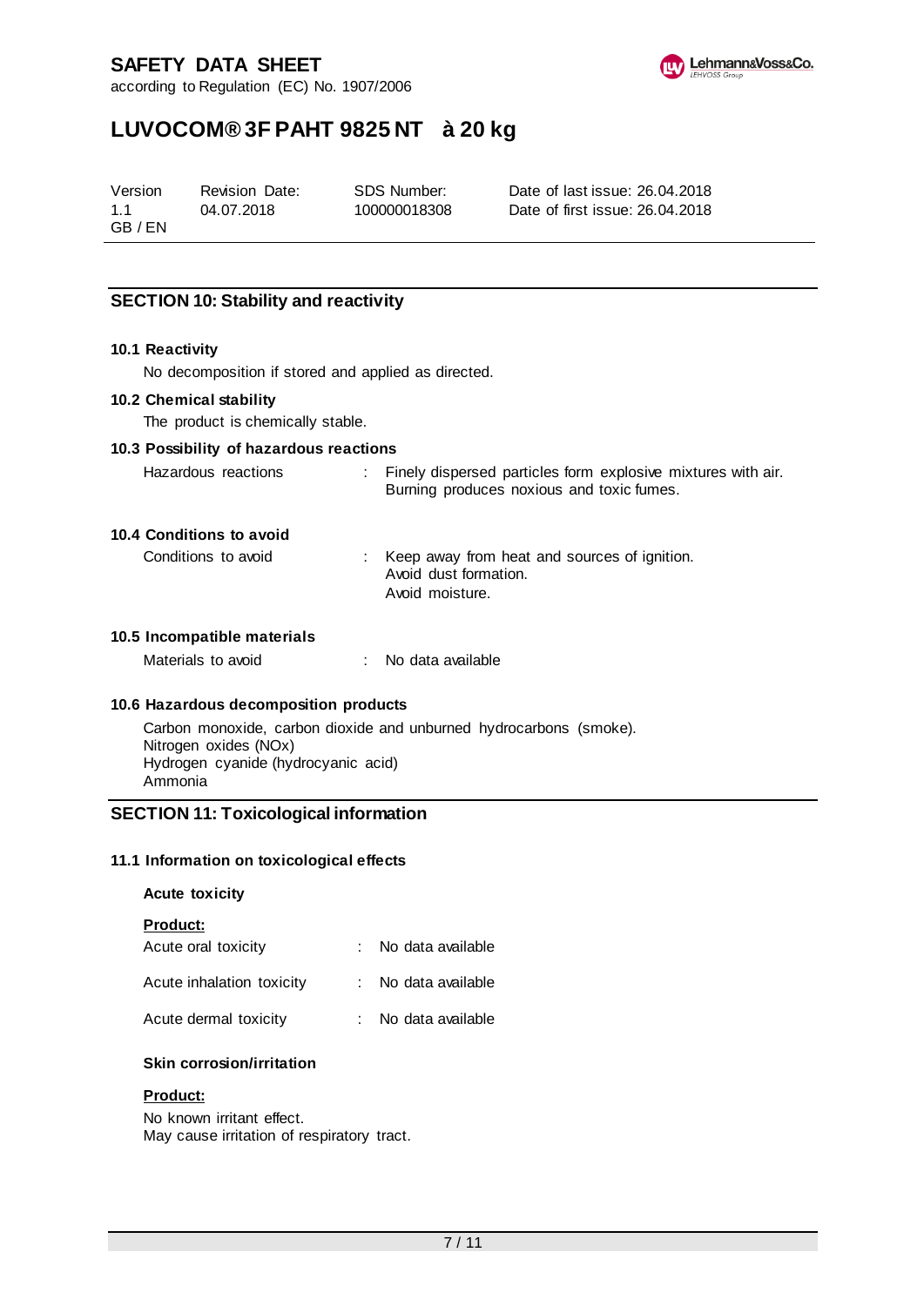## SECTION 10: Stability and reactivity

### 10.1 Reactivity

No decomposition if stored and applied as directed.

### 10.2 Chemical stability

The product is chemically stable.

### 10.3 Possibility of hazardous reactions

Hazardous reactions : Finely dispersed particles form explosive mixtures with air. Burning produces noxious and toxic fumes.

### 10.4 Conditions to avoid

Conditions to avoid : Keep away from heat and sources of ignition.
Avoid dust formation.
Avoid moisture.

### 10.5 Incompatible materials

Materials to avoid : No data available

### 10.6 Hazardous decomposition products

Carbon monoxide, carbon dioxide and unburned hydrocarbons (smoke).
Nitrogen oxides (NOx)
Hydrogen cyanide (hydrocyanic acid)
Ammonia

## SECTION 11: Toxicological information

### 11.1 Information on toxicological effects

**Acute toxicity**

**Product:**

Acute oral toxicity : No data available

Acute inhalation toxicity : No data available

Acute dermal toxicity : No data available

**Skin corrosion/irritation**

**Product:**

No known irritant effect.
May cause irritation of respiratory tract.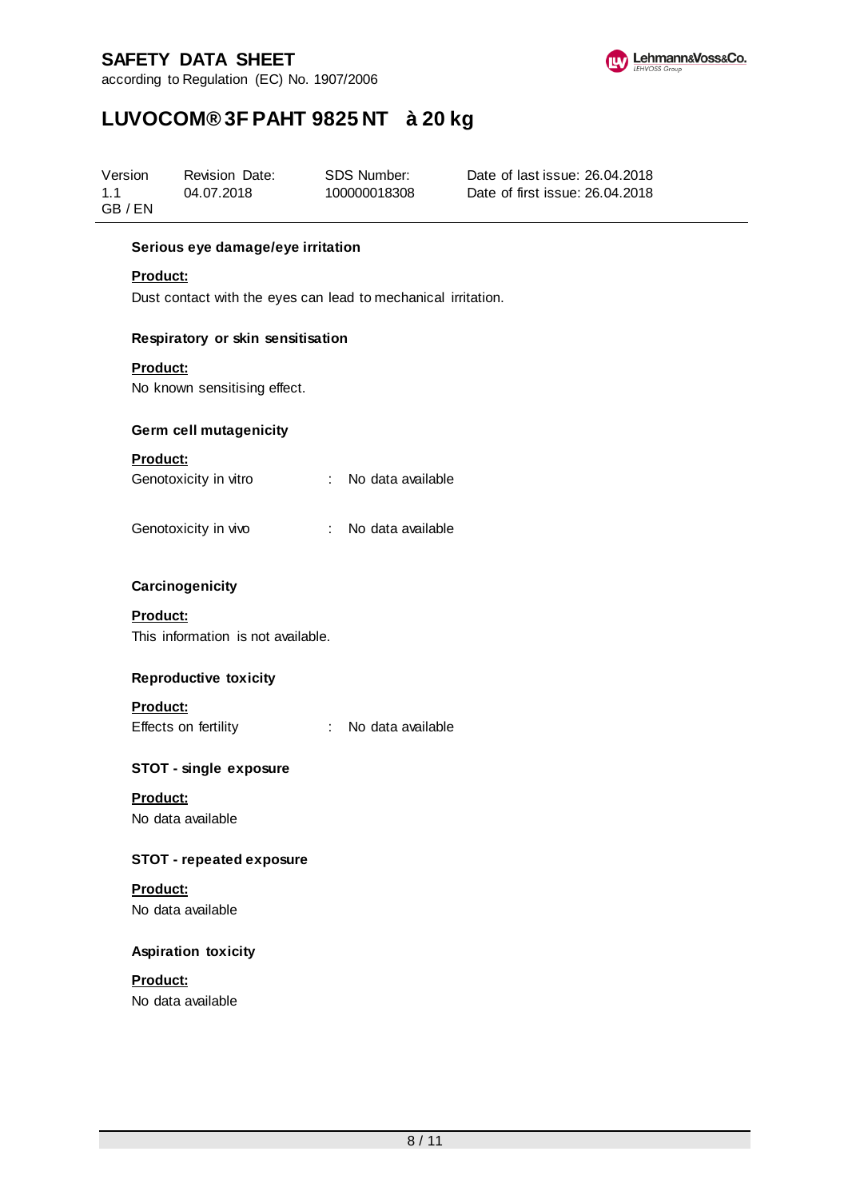**Serious eye damage/eye irritation**

**Product:**

Dust contact with the eyes can lead to mechanical irritation.

**Respiratory or skin sensitisation**

**Product:**

No known sensitising effect.

**Germ cell mutagenicity**

**Product:**

Genotoxicity in vitro : No data available

Genotoxicity in vivo : No data available

**Carcinogenicity**

**Product:**

This information is not available.

**Reproductive toxicity**

**Product:**

Effects on fertility : No data available

**STOT - single exposure**

**Product:**

No data available

**STOT - repeated exposure**

**Product:**

No data available

**Aspiration toxicity**

**Product:**

No data available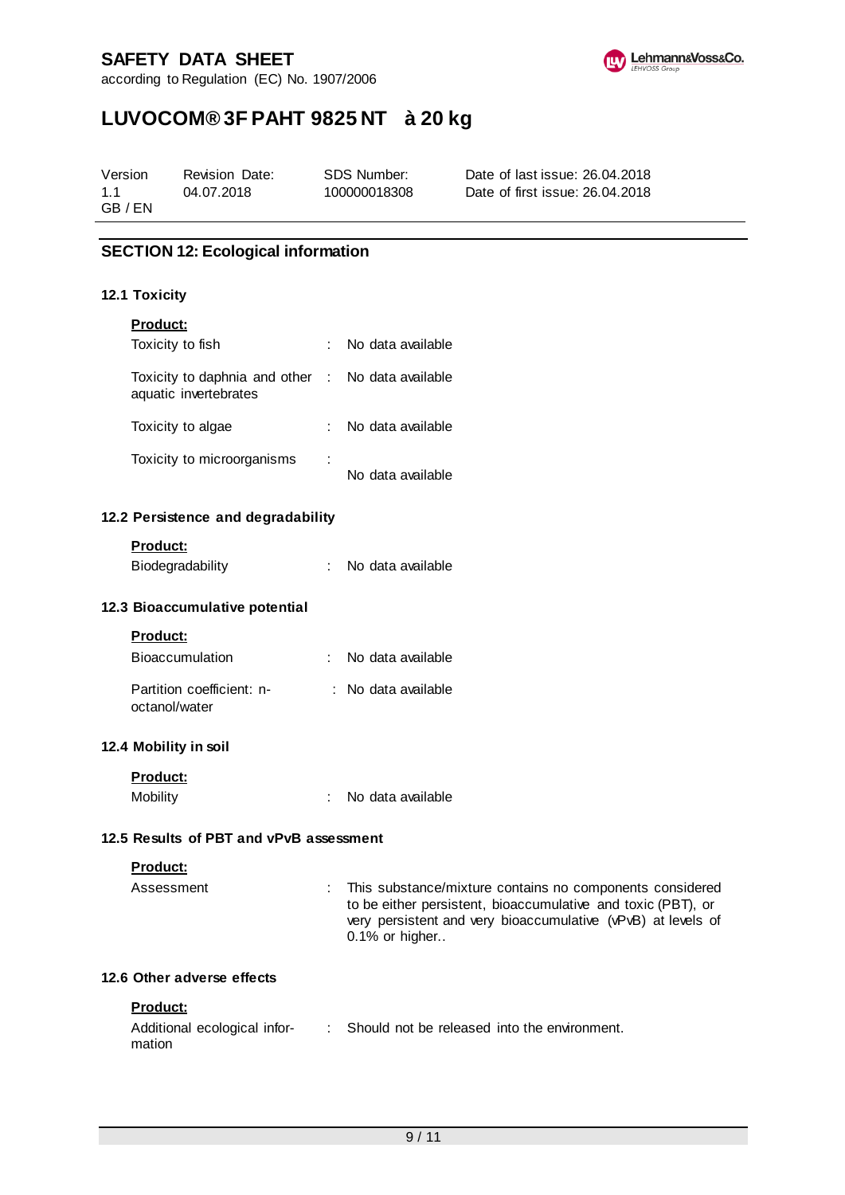## SECTION 12: Ecological information

### 12.1 Toxicity

**Product:**

| | | |
|---|---|---|
| Toxicity to fish | : | No data available |
| Toxicity to daphnia and other aquatic invertebrates | : | No data available |
| Toxicity to algae | : | No data available |
| Toxicity to microorganisms | : | No data available |

### 12.2 Persistence and degradability

**Product:**

| | | |
|---|---|---|
| Biodegradability | : | No data available |

### 12.3 Bioaccumulative potential

**Product:**

| | | |
|---|---|---|
| Bioaccumulation | : | No data available |
| Partition coefficient: n-octanol/water | : | No data available |

### 12.4 Mobility in soil

**Product:**

| | | |
|---|---|---|
| Mobility | : | No data available |

### 12.5 Results of PBT and vPvB assessment

**Product:**

| | | |
|---|---|---|
| Assessment | : | This substance/mixture contains no components considered to be either persistent, bioaccumulative and toxic (PBT), or very persistent and very bioaccumulative (vPvB) at levels of 0.1% or higher.. |

### 12.6 Other adverse effects

**Product:**

| | | |
|---|---|---|
| Additional ecological information | : | Should not be released into the environment. |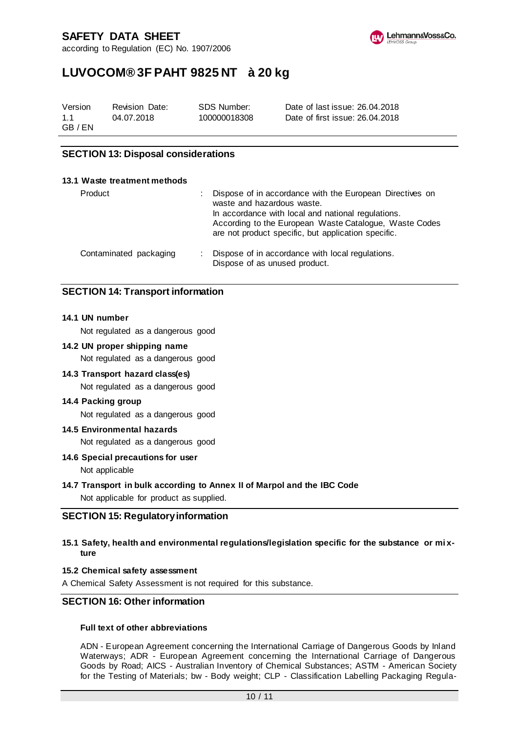## SECTION 13: Disposal considerations

### 13.1 Waste treatment methods

| | |
|---|---|
| Product | Dispose of in accordance with the European Directives on waste and hazardous waste. In accordance with local and national regulations. According to the European Waste Catalogue, Waste Codes are not product specific, but application specific. |
| Contaminated packaging | Dispose of in accordance with local regulations. Dispose of as unused product. |

## SECTION 14: Transport information

**14.1 UN number**

Not regulated as a dangerous good

**14.2 UN proper shipping name**

Not regulated as a dangerous good

**14.3 Transport hazard class(es)**

Not regulated as a dangerous good

**14.4 Packing group**

Not regulated as a dangerous good

**14.5 Environmental hazards**

Not regulated as a dangerous good

**14.6 Special precautions for user**

Not applicable

**14.7 Transport in bulk according to Annex II of Marpol and the IBC Code**

Not applicable for product as supplied.

## SECTION 15: Regulatory information

**15.1 Safety, health and environmental regulations/legislation specific for the substance or mixture**

**15.2 Chemical safety assessment**

A Chemical Safety Assessment is not required for this substance.

## SECTION 16: Other information

**Full text of other abbreviations**

ADN - European Agreement concerning the International Carriage of Dangerous Goods by Inland Waterways; ADR - European Agreement concerning the International Carriage of Dangerous Goods by Road; AICS - Australian Inventory of Chemical Substances; ASTM - American Society for the Testing of Materials; bw - Body weight; CLP - Classification Labelling Packaging Regula-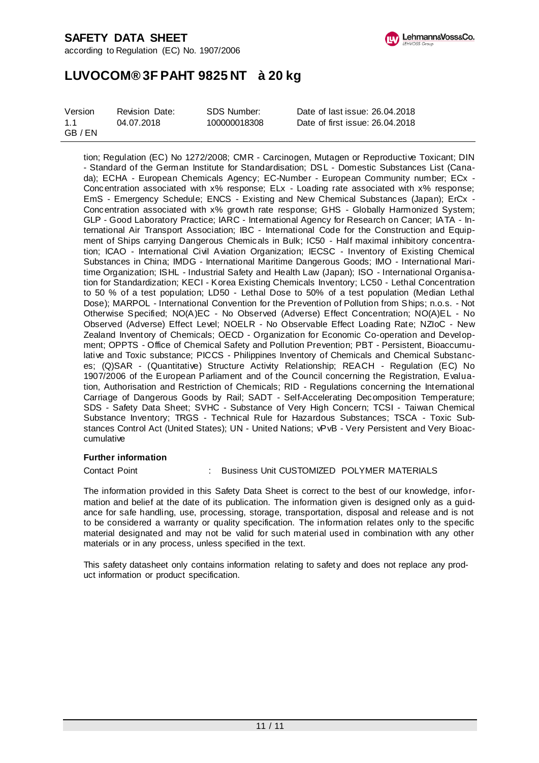tion; Regulation (EC) No 1272/2008; CMR - Carcinogen, Mutagen or Reproductive Toxicant; DIN - Standard of the German Institute for Standardisation; DSL - Domestic Substances List (Canada); ECHA - European Chemicals Agency; EC-Number - European Community number; ECx - Concentration associated with x% response; ELx - Loading rate associated with x% response; EmS - Emergency Schedule; ENCS - Existing and New Chemical Substances (Japan); ErCx - Concentration associated with x% growth rate response; GHS - Globally Harmonized System; GLP - Good Laboratory Practice; IARC - International Agency for Research on Cancer; IATA - International Air Transport Association; IBC - International Code for the Construction and Equipment of Ships carrying Dangerous Chemicals in Bulk; IC50 - Half maximal inhibitory concentration; ICAO - International Civil Aviation Organization; IECSC - Inventory of Existing Chemical Substances in China; IMDG - International Maritime Dangerous Goods; IMO - International Maritime Organization; ISHL - Industrial Safety and Health Law (Japan); ISO - International Organisation for Standardization; KECI - Korea Existing Chemicals Inventory; LC50 - Lethal Concentration to 50 % of a test population; LD50 - Lethal Dose to 50% of a test population (Median Lethal Dose); MARPOL - International Convention for the Prevention of Pollution from Ships; n.o.s. - Not Otherwise Specified; NO(A)EC - No Observed (Adverse) Effect Concentration; NO(A)EL - No Observed (Adverse) Effect Level; NOELR - No Observable Effect Loading Rate; NZIoC - New Zealand Inventory of Chemicals; OECD - Organization for Economic Co-operation and Development; OPPTS - Office of Chemical Safety and Pollution Prevention; PBT - Persistent, Bioaccumulative and Toxic substance; PICCS - Philippines Inventory of Chemicals and Chemical Substances; (Q)SAR - (Quantitative) Structure Activity Relationship; REACH - Regulation (EC) No 1907/2006 of the European Parliament and of the Council concerning the Registration, Evaluation, Authorisation and Restriction of Chemicals; RID - Regulations concerning the International Carriage of Dangerous Goods by Rail; SADT - Self-Accelerating Decomposition Temperature; SDS - Safety Data Sheet; SVHC - Substance of Very High Concern; TCSI - Taiwan Chemical Substance Inventory; TRGS - Technical Rule for Hazardous Substances; TSCA - Toxic Substances Control Act (United States); UN - United Nations; vPvB - Very Persistent and Very Bioaccumulative

**Further information**

Contact Point : Business Unit CUSTOMIZED POLYMER MATERIALS

The information provided in this Safety Data Sheet is correct to the best of our knowledge, information and belief at the date of its publication. The information given is designed only as a guidance for safe handling, use, processing, storage, transportation, disposal and release and is not to be considered a warranty or quality specification. The information relates only to the specific material designated and may not be valid for such material used in combination with any other materials or in any process, unless specified in the text.

This safety datasheet only contains information relating to safety and does not replace any product information or product specification.